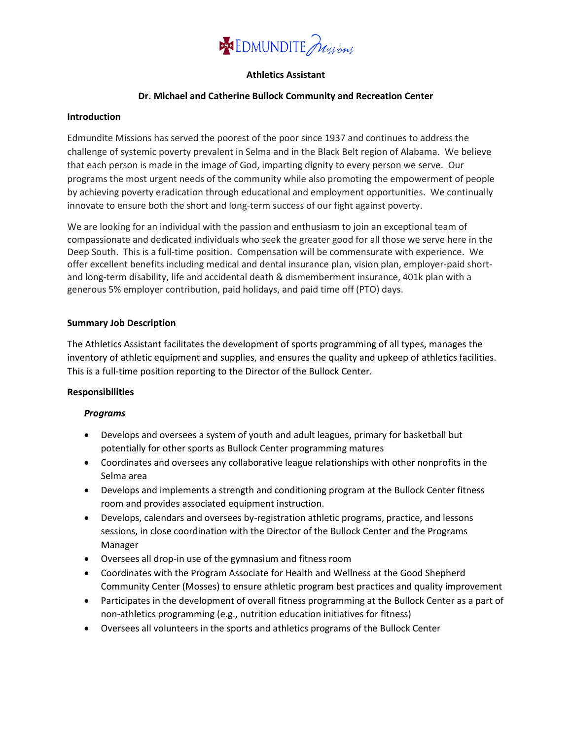# Athletics Assistant

## Dr. Michael and Catherine Bullock Community and Recreation Center

**Introduction**

Edmundite Missions has served the poorest of the poor since 1937 and continues to address the challenge of systemic poverty prevalent in Selma and in the Black Belt region of Alabama. We believe that each person is made in the image of God, imparting dignity to every person we serve. Our programs the most urgent needs of the community while also promoting the empowerment of people by achieving poverty eradication through educational and employment opportunities. We continually innovate to ensure both the short and long-term success of our fight against poverty.

We are looking for an individual with the passion and enthusiasm to join an exceptional team of compassionate and dedicated individuals who seek the greater good for all those we serve here in the Deep South. This is a full-time position. Compensation will be commensurate with experience. We offer excellent benefits including medical and dental insurance plan, vision plan, employer-paid short- and long-term disability, life and accidental death & dismemberment insurance, 401k plan with a generous 5% employer contribution, paid holidays, and paid time off (PTO) days.

**Summary Job Description**

The Athletics Assistant facilitates the development of sports programming of all types, manages the inventory of athletic equipment and supplies, and ensures the quality and upkeep of athletics facilities. This is a full-time position reporting to the Director of the Bullock Center.

**Responsibilities**

***Programs***

- Develops and oversees a system of youth and adult leagues, primary for basketball but potentially for other sports as Bullock Center programming matures
- Coordinates and oversees any collaborative league relationships with other nonprofits in the Selma area
- Develops and implements a strength and conditioning program at the Bullock Center fitness room and provides associated equipment instruction.
- Develops, calendars and oversees by-registration athletic programs, practice, and lessons sessions, in close coordination with the Director of the Bullock Center and the Programs Manager
- Oversees all drop-in use of the gymnasium and fitness room
- Coordinates with the Program Associate for Health and Wellness at the Good Shepherd Community Center (Mosses) to ensure athletic program best practices and quality improvement
- Participates in the development of overall fitness programming at the Bullock Center as a part of non-athletics programming (e.g., nutrition education initiatives for fitness)
- Oversees all volunteers in the sports and athletics programs of the Bullock Center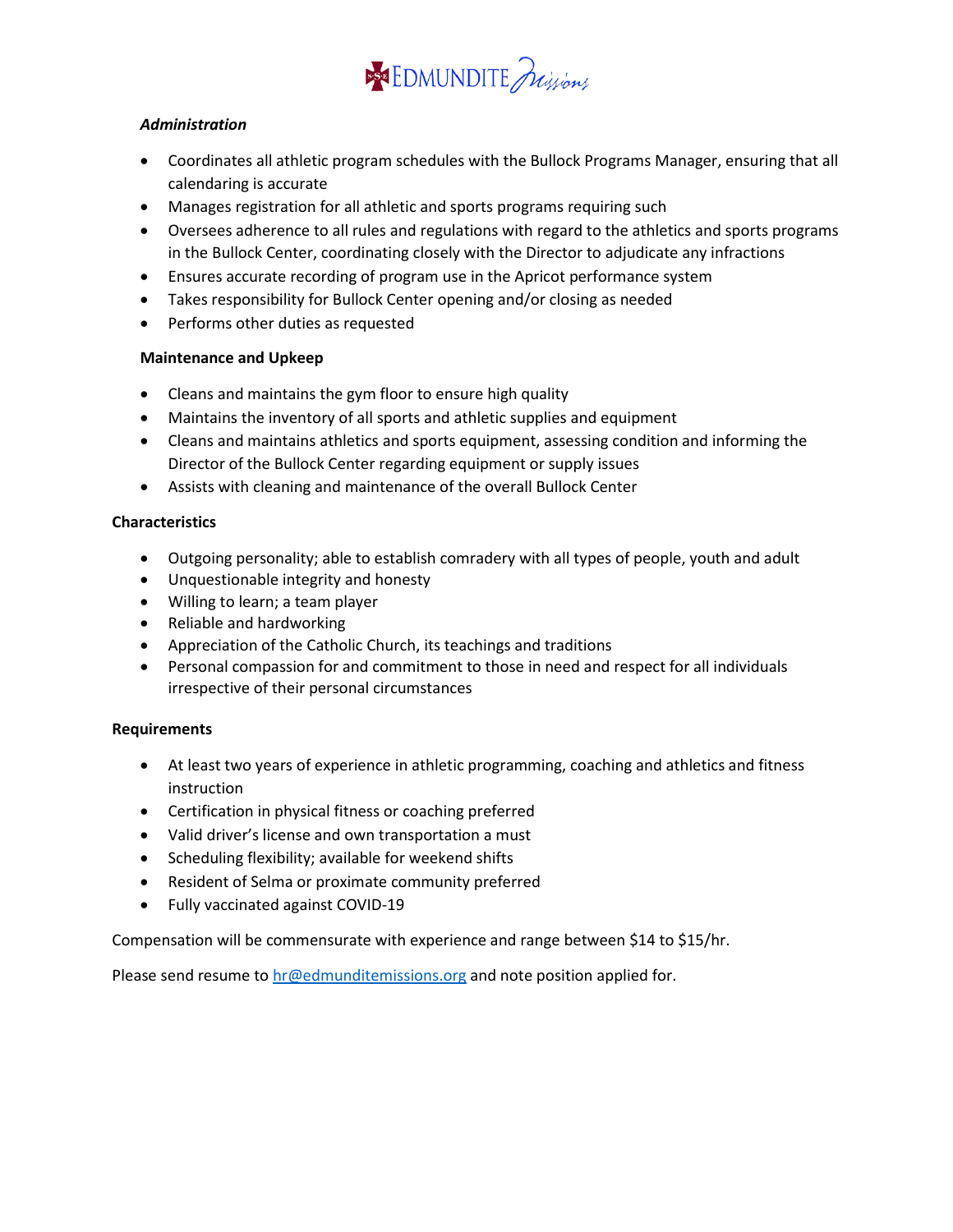### *Administration*

- Coordinates all athletic program schedules with the Bullock Programs Manager, ensuring that all calendaring is accurate
- Manages registration for all athletic and sports programs requiring such
- Oversees adherence to all rules and regulations with regard to the athletics and sports programs in the Bullock Center, coordinating closely with the Director to adjudicate any infractions
- Ensures accurate recording of program use in the Apricot performance system
- Takes responsibility for Bullock Center opening and/or closing as needed
- Performs other duties as requested

### Maintenance and Upkeep

- Cleans and maintains the gym floor to ensure high quality
- Maintains the inventory of all sports and athletic supplies and equipment
- Cleans and maintains athletics and sports equipment, assessing condition and informing the Director of the Bullock Center regarding equipment or supply issues
- Assists with cleaning and maintenance of the overall Bullock Center

## Characteristics

- Outgoing personality; able to establish comradery with all types of people, youth and adult
- Unquestionable integrity and honesty
- Willing to learn; a team player
- Reliable and hardworking
- Appreciation of the Catholic Church, its teachings and traditions
- Personal compassion for and commitment to those in need and respect for all individuals irrespective of their personal circumstances

## Requirements

- At least two years of experience in athletic programming, coaching and athletics and fitness instruction
- Certification in physical fitness or coaching preferred
- Valid driver's license and own transportation a must
- Scheduling flexibility; available for weekend shifts
- Resident of Selma or proximate community preferred
- Fully vaccinated against COVID-19

Compensation will be commensurate with experience and range between $14 to $15/hr.

Please send resume to hr@edmunditemissions.org and note position applied for.